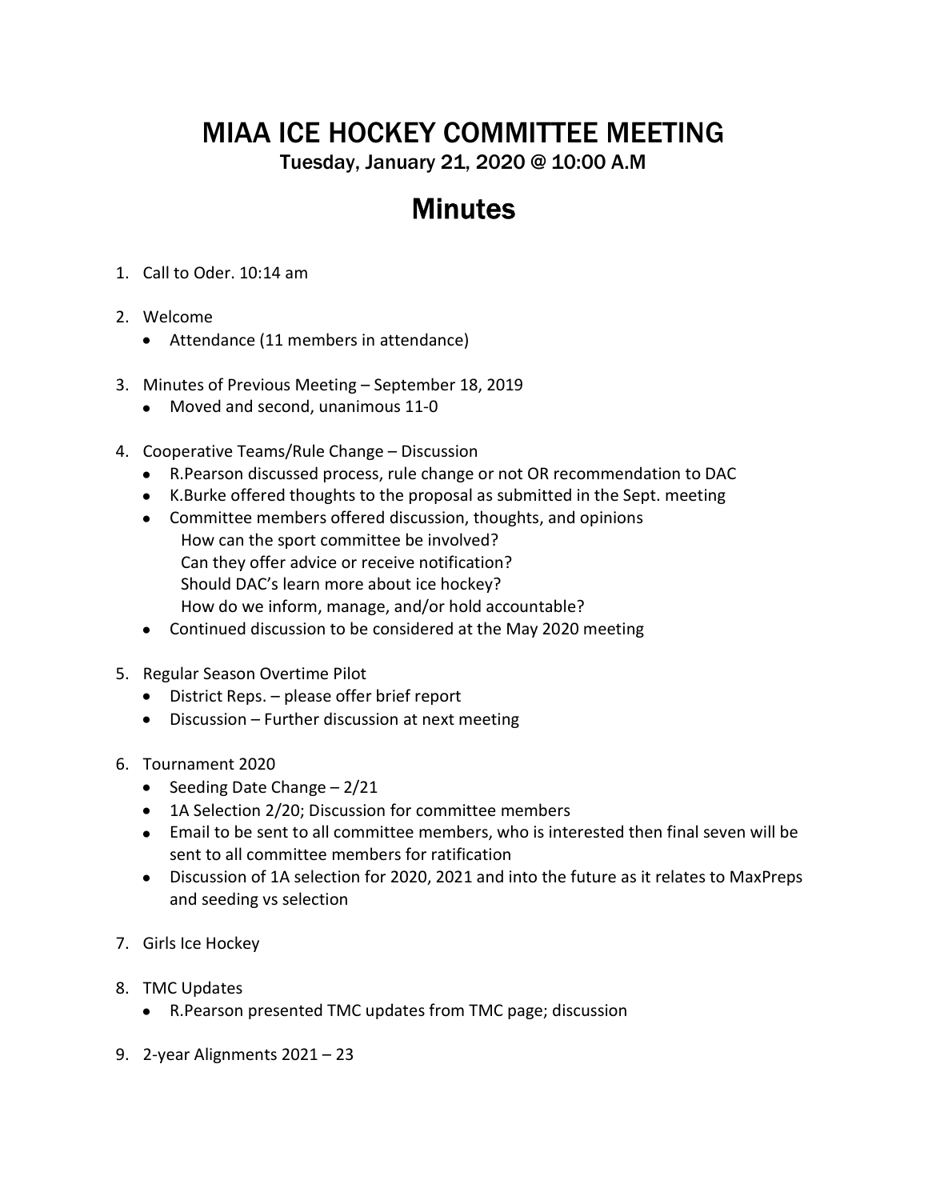# MIAA ICE HOCKEY COMMITTEE MEETING

Tuesday, January 21, 2020 @ 10:00 A.M

## Minutes

1. Call to Oder. 10:14 am

2. Welcome
   - Attendance (11 members in attendance)

3. Minutes of Previous Meeting – September 18, 2019
   - Moved and second, unanimous 11-0

4. Cooperative Teams/Rule Change – Discussion
   - R.Pearson discussed process, rule change or not OR recommendation to DAC
   - K.Burke offered thoughts to the proposal as submitted in the Sept. meeting
   - Committee members offered discussion, thoughts, and opinions
     How can the sport committee be involved?
     Can they offer advice or receive notification?
     Should DAC's learn more about ice hockey?
     How do we inform, manage, and/or hold accountable?
   - Continued discussion to be considered at the May 2020 meeting

5. Regular Season Overtime Pilot
   - District Reps. – please offer brief report
   - Discussion – Further discussion at next meeting

6. Tournament 2020
   - Seeding Date Change – 2/21
   - 1A Selection 2/20; Discussion for committee members
   - Email to be sent to all committee members, who is interested then final seven will be sent to all committee members for ratification
   - Discussion of 1A selection for 2020, 2021 and into the future as it relates to MaxPreps and seeding vs selection

7. Girls Ice Hockey

8. TMC Updates
   - R.Pearson presented TMC updates from TMC page; discussion

9. 2-year Alignments 2021 – 23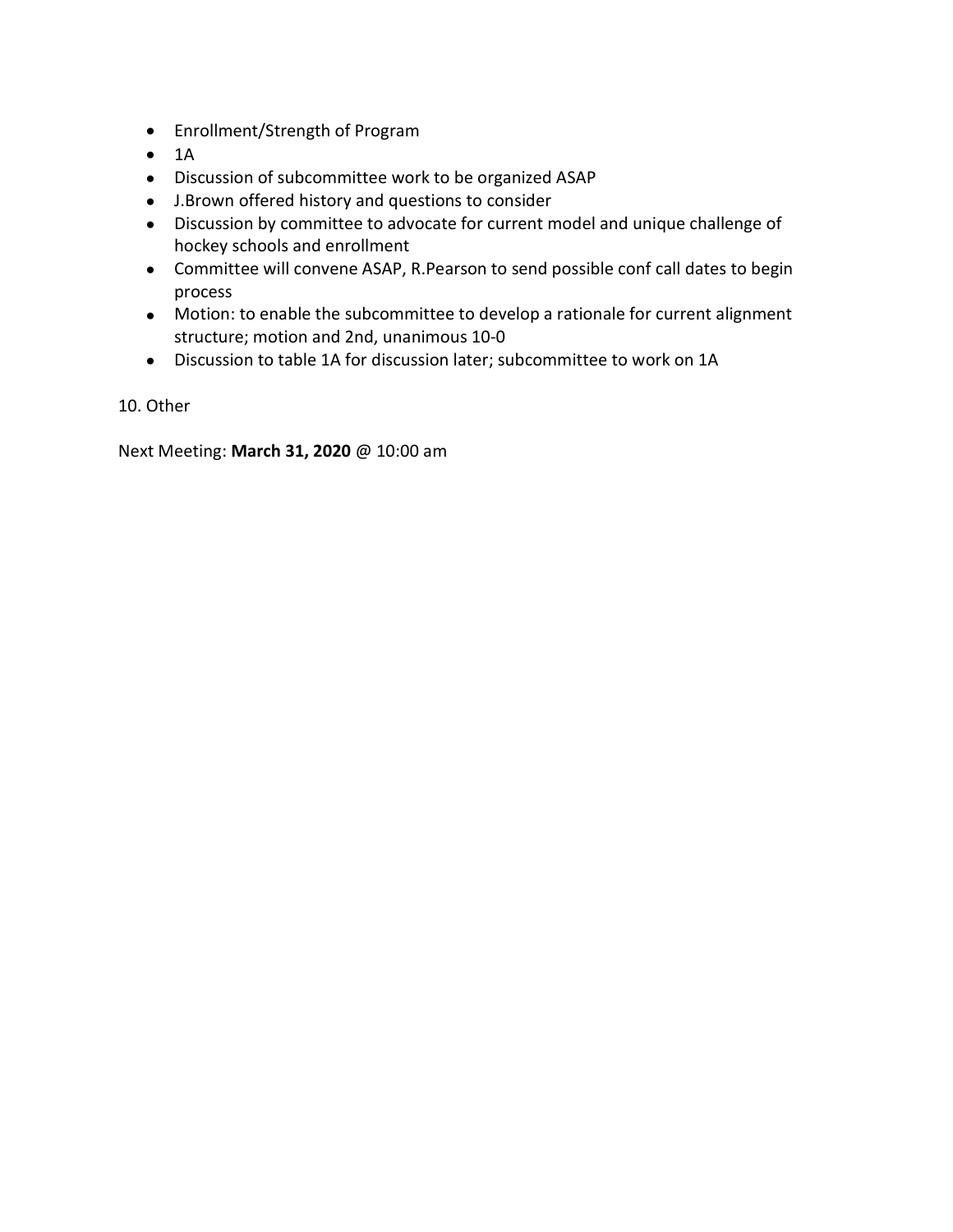- Enrollment/Strength of Program
- 1A
- Discussion of subcommittee work to be organized ASAP
- J.Brown offered history and questions to consider
- Discussion by committee to advocate for current model and unique challenge of hockey schools and enrollment
- Committee will convene ASAP, R.Pearson to send possible conf call dates to begin process
- Motion: to enable the subcommittee to develop a rationale for current alignment structure; motion and 2nd, unanimous 10-0
- Discussion to table 1A for discussion later; subcommittee to work on 1A

10. Other

Next Meeting: **March 31, 2020** @ 10:00 am